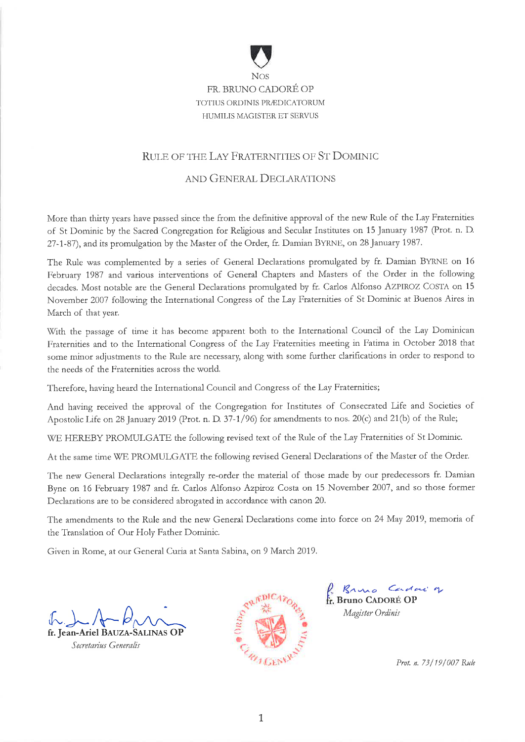NOS

FR. BRUNO CADORÉ OP

TOTIUS ORDINIS PRÆDICATORUM

HUMILIS MAGISTER ET SERVUS

# RULE OF THE LAY FRATERNITIES OF ST DOMINIC AND GENERAL DECLARATIONS

More than thirty years have passed since the from the definitive approval of the new Rule of the Lay Fraternities of St Dominic by the Sacred Congregation for Religious and Secular Institutes on 15 January 1987 (Prot. n. D. 27-1-87), and its promulgation by the Master of the Order, fr. Damian BYRNE, on 28 January 1987.

The Rule was complemented by a series of General Declarations promulgated by fr. Damian BYRNE on 16 February 1987 and various interventions of General Chapters and Masters of the Order in the following decades. Most notable are the General Declarations promulgated by fr. Carlos Alfonso AZPIROZ COSTA on 15 November 2007 following the International Congress of the Lay Fraternities of St Dominic at Buenos Aires in March of that year.

With the passage of time it has become apparent both to the International Council of the Lay Dominican Fraternities and to the International Congress of the Lay Fraternities meeting in Fatima in October 2018 that some minor adjustments to the Rule are necessary, along with some further clarifications in order to respond to the needs of the Fraternities across the world.

Therefore, having heard the International Council and Congress of the Lay Fraternities;

And having received the approval of the Congregation for Institutes of Consecrated Life and Societies of Apostolic Life on 28 January 2019 (Prot. n. D. 37-1/96) for amendments to nos. 20(c) and 21(b) of the Rule;

WE HEREBY PROMULGATE the following revised text of the Rule of the Lay Fraternities of St Dominic.

At the same time WE PROMULGATE the following revised General Declarations of the Master of the Order.

The new General Declarations integrally re-order the material of those made by our predecessors fr. Damian Byne on 16 February 1987 and fr. Carlos Alfonso Azpiroz Costa on 15 November 2007, and so those former Declarations are to be considered abrogated in accordance with canon 20.

The amendments to the Rule and the new General Declarations come into force on 24 May 2019, memoria of the Translation of Our Holy Father Dominic.

Given in Rome, at our General Curia at Santa Sabina, on 9 March 2019.

fr. Jean-Ariel BAUZA-SALINAS OP
*Secretarius Generalis*

fr. Bruno CADORÉ OP
*Magister Ordinis*

*Prot. n. 73/19/007 Rule*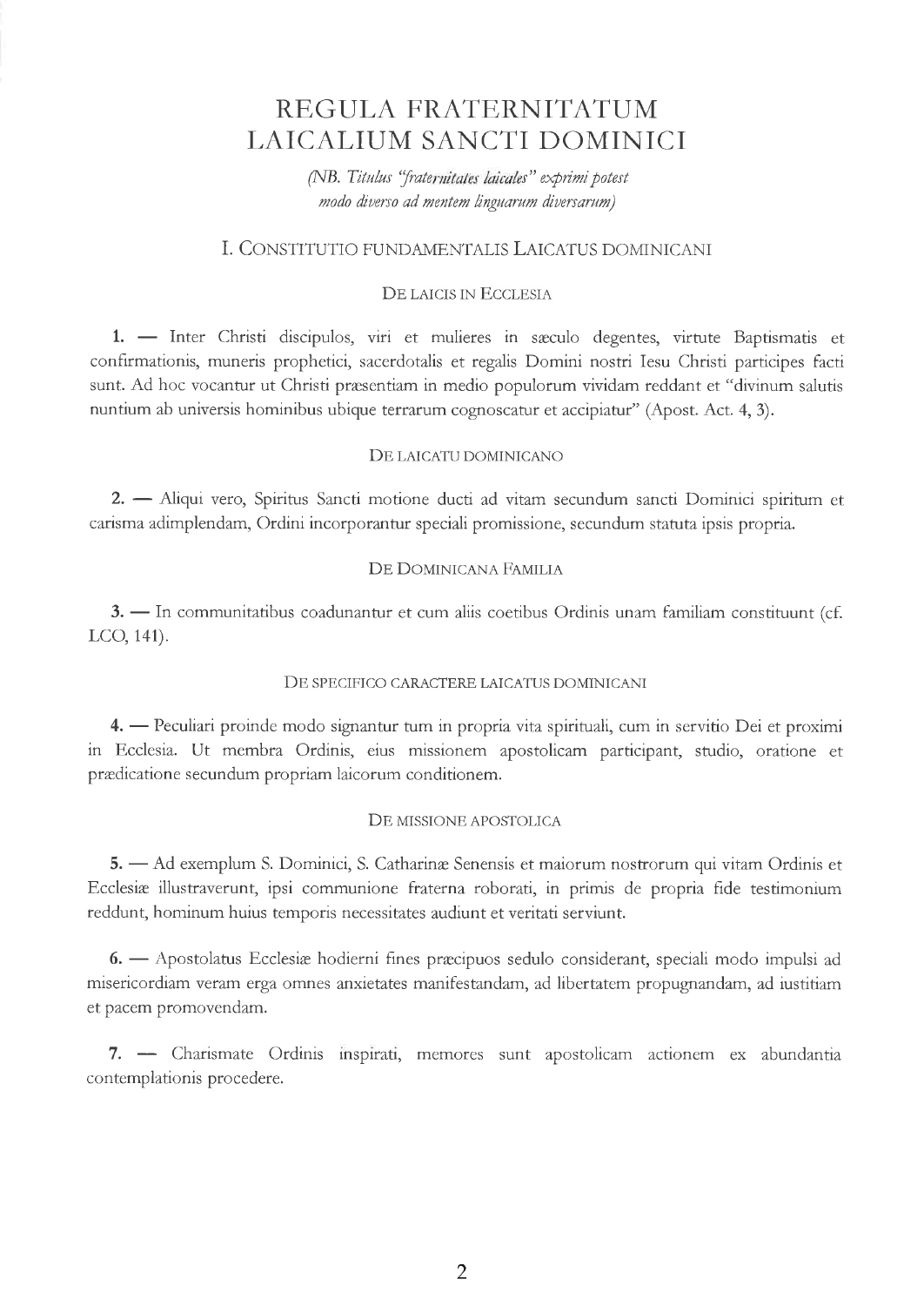# REGULA FRATERNITATUM LAICALIUM SANCTI DOMINICI

*(NB. Titulus "fraternitates laicales" exprimi potest modo diverso ad mentem linguarum diversarum)*

## I. Constitutio fundamentalis Laicatus dominicani

### De laicis in Ecclesia

**1.** — Inter Christi discipulos, viri et mulieres in sæculo degentes, virtute Baptismatis et confirmationis, muneris prophetici, sacerdotalis et regalis Domini nostri Iesu Christi participes facti sunt. Ad hoc vocantur ut Christi præsentiam in medio populorum vividam reddant et "divinum salutis nuntium ab universis hominibus ubique terrarum cognoscatur et accipiatur" (Apost. Act. 4, 3).

### De laicatu dominicano

**2.** — Aliqui vero, Spiritus Sancti motione ducti ad vitam secundum sancti Dominici spiritum et carisma adimplendam, Ordini incorporantur speciali promissione, secundum statuta ipsis propria.

### De Dominicana Familia

**3.** — In communitatibus coadunantur et cum aliis coetibus Ordinis unam familiam constituunt (cf. LCO, 141).

### De specifico caractere laicatus dominicani

**4.** — Peculiari proinde modo signantur tum in propria vita spirituali, cum in servitio Dei et proximi in Ecclesia. Ut membra Ordinis, eius missionem apostolicam participant, studio, oratione et prædicatione secundum propriam laicorum conditionem.

### De missione apostolica

**5.** — Ad exemplum S. Dominici, S. Catharinæ Senensis et maiorum nostrorum qui vitam Ordinis et Ecclesiæ illustraverunt, ipsi communione fraterna roborati, in primis de propria fide testimonium reddunt, hominum huius temporis necessitates audiunt et veritati serviunt.

**6.** — Apostolatus Ecclesiæ hodierni fines præcipuos sedulo considerant, speciali modo impulsi ad misericordiam veram erga omnes anxietates manifestandam, ad libertatem propugnandam, ad iustitiam et pacem promovendam.

**7.** — Charismate Ordinis inspirati, memores sunt apostolicam actionem ex abundantia contemplationis procedere.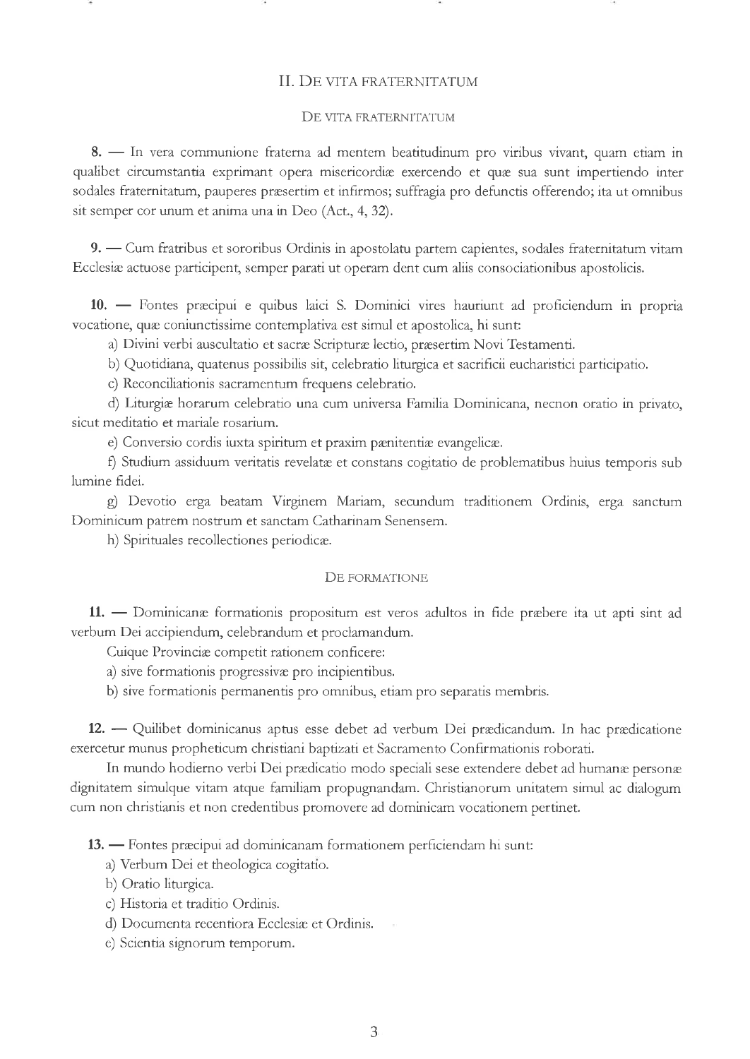## II. De vita fraternitatum

### De vita fraternitatum

**8.** — In vera communione fraterna ad mentem beatitudinum pro viribus vivant, quam etiam in qualibet circumstantia exprimant opera misericordiæ exercendo et quæ sua sunt impertiendo inter sodales fraternitatum, pauperes præsertim et infirmos; suffragia pro defunctis offerendo; ita ut omnibus sit semper cor unum et anima una in Deo (Act., 4, 32).

**9.** — Cum fratribus et sororibus Ordinis in apostolatu partem capientes, sodales fraternitatum vitam Ecclesiæ actuose participent, semper parati ut operam dent cum aliis consociationibus apostolicis.

**10.** — Fontes præcipui e quibus laici S. Dominici vires hauriunt ad proficiendum in propria vocatione, quæ coniunctissime contemplativa est simul et apostolica, hi sunt:

a) Divini verbi auscultatio et sacræ Scripturæ lectio, præsertim Novi Testamenti.

b) Quotidiana, quatenus possibilis sit, celebratio liturgica et sacrificii eucharistici participatio.

c) Reconciliationis sacramentum frequens celebratio.

d) Liturgiæ horarum celebratio una cum universa Familia Dominicana, necnon oratio in privato, sicut meditatio et mariale rosarium.

e) Conversio cordis iuxta spiritum et praxim pænitentiæ evangelicæ.

f) Studium assiduum veritatis revelatæ et constans cogitatio de problematibus huius temporis sub lumine fidei.

g) Devotio erga beatam Virginem Mariam, secundum traditionem Ordinis, erga sanctum Dominicum patrem nostrum et sanctam Catharinam Senensem.

h) Spirituales recollectiones periodicæ.

### De formatione

**11.** — Dominicanæ formationis propositum est veros adultos in fide præbere ita ut apti sint ad verbum Dei accipiendum, celebrandum et proclamandum.

Cuique Provinciæ competit rationem conficere:

a) sive formationis progressivæ pro incipientibus.

b) sive formationis permanentis pro omnibus, etiam pro separatis membris.

**12.** — Quilibet dominicanus aptus esse debet ad verbum Dei prædicandum. In hac prædicatione exercetur munus propheticum christiani baptizati et Sacramento Confirmationis roborati.

In mundo hodierno verbi Dei prædicatio modo speciali sese extendere debet ad humanæ personæ dignitatem simulque vitam atque familiam propugnandam. Christianorum unitatem simul ac dialogum cum non christianis et non credentibus promovere ad dominicam vocationem pertinet.

**13.** — Fontes præcipui ad dominicanam formationem perficiendam hi sunt:

a) Verbum Dei et theologica cogitatio.

b) Oratio liturgica.

c) Historia et traditio Ordinis.

d) Documenta recentiora Ecclesiæ et Ordinis.

e) Scientia signorum temporum.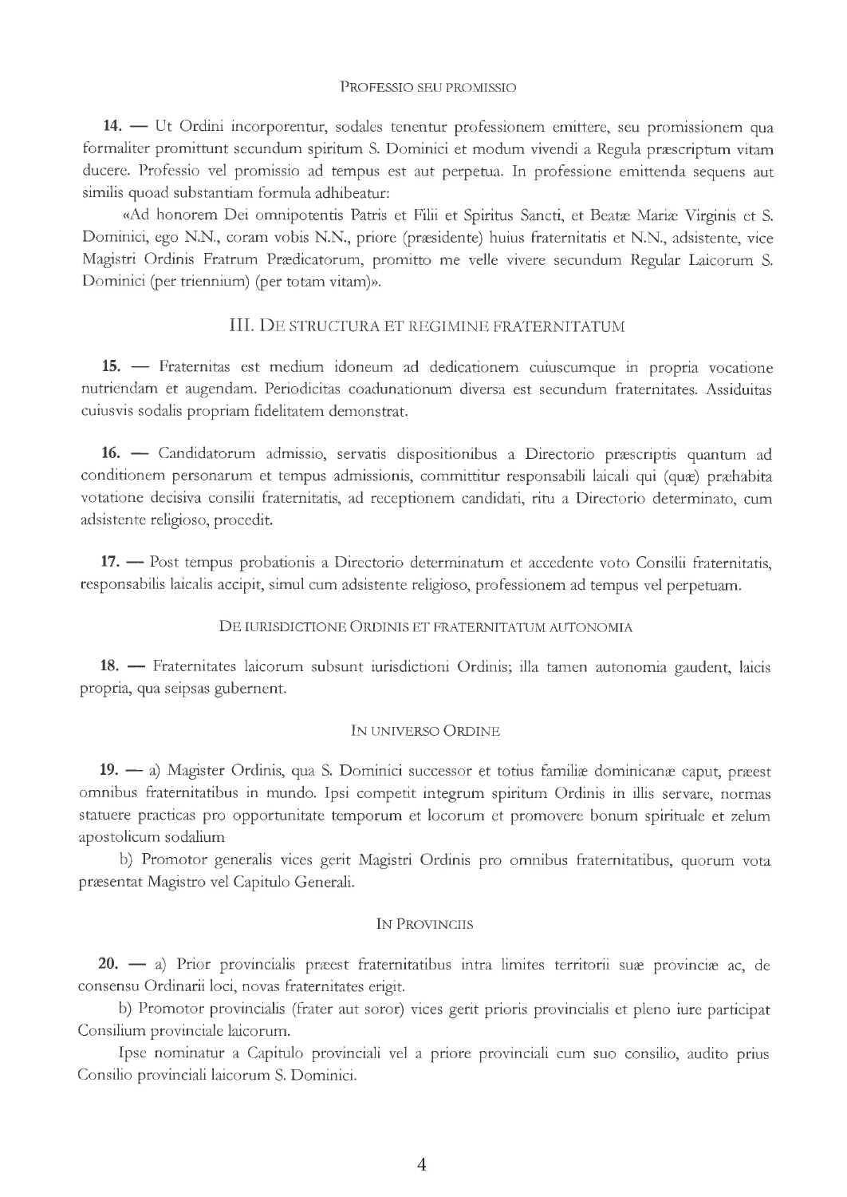### Professio seu promissio

**14. —** Ut Ordini incorporentur, sodales tenentur professionem emittere, seu promissionem qua formaliter promittunt secundum spiritum S. Dominici et modum vivendi a Regula præscriptum vitam ducere. Professio vel promissio ad tempus est aut perpetua. In professione emittenda sequens aut similis quoad substantiam formula adhibeatur:

«Ad honorem Dei omnipotentis Patris et Filii et Spiritus Sancti, et Beatæ Mariæ Virginis et S. Dominici, ego N.N., coram vobis N.N., priore (præsidente) huius fraternitatis et N.N., adsistente, vice Magistri Ordinis Fratrum Prædicatorum, promitto me velle vivere secundum Regular Laicorum S. Dominici (per triennium) (per totam vitam)».

## III. De structura et regimine fraternitatum

**15. —** Fraternitas est medium idoneum ad dedicationem cuiuscumque in propria vocatione nutriendam et augendam. Periodicitas coadunationum diversa est secundum fraternitates. Assiduitas cuiusvis sodalis propriam fidelitatem demonstrat.

**16. —** Candidatorum admissio, servatis dispositionibus a Directorio præscriptis quantum ad conditionem personarum et tempus admissionis, committitur responsabili laicali qui (quæ) præhabita votatione decisiva consilii fraternitatis, ad receptionem candidati, ritu a Directorio determinato, cum adsistente religioso, procedit.

**17. —** Post tempus probationis a Directorio determinatum et accedente voto Consilii fraternitatis, responsabilis laicalis accipit, simul cum adsistente religioso, professionem ad tempus vel perpetuam.

### De iurisdictione Ordinis et fraternitatum autonomia

**18. —** Fraternitates laicorum subsunt iurisdictioni Ordinis; illa tamen autonomia gaudent, laicis propria, qua seipsas gubernent.

### In universo Ordine

**19. —** a) Magister Ordinis, qua S. Dominici successor et totius familiæ dominicanæ caput, præest omnibus fraternitatibus in mundo. Ipsi competit integrum spiritum Ordinis in illis servare, normas statuere practicas pro opportunitate temporum et locorum et promovere bonum spirituale et zelum apostolicum sodalium

b) Promotor generalis vices gerit Magistri Ordinis pro omnibus fraternitatibus, quorum vota præsentat Magistro vel Capitulo Generali.

### In Provinciis

**20. —** a) Prior provincialis præest fraternitatibus intra limites territorii suæ provinciæ ac, de consensu Ordinarii loci, novas fraternitates erigit.

b) Promotor provincialis (frater aut soror) vices gerit prioris provincialis et pleno iure participat Consilium provinciale laicorum.

Ipse nominatur a Capitulo provinciali vel a priore provinciali cum suo consilio, audito prius Consilio provinciali laicorum S. Dominici.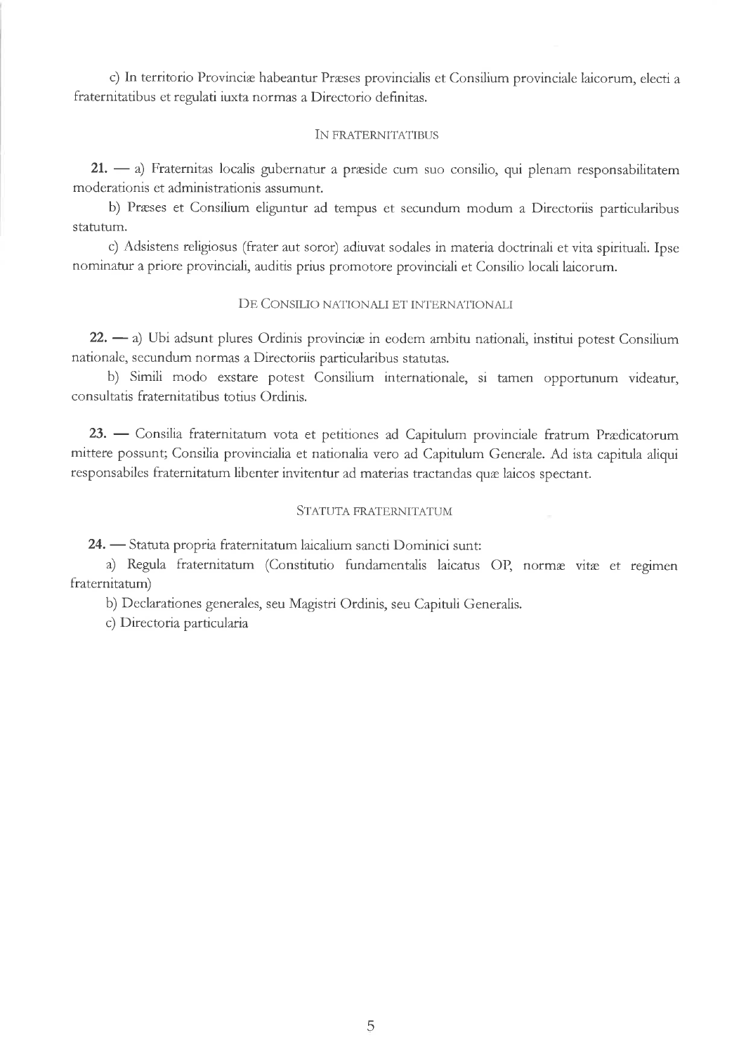c) In territorio Provinciæ habeantur Præses provincialis et Consilium provinciale laicorum, electi a fraternitatibus et regulati iuxta normas a Directorio definitas.

### In fraternitatibus

**21.** — a) Fraternitas localis gubernatur a præside cum suo consilio, qui plenam responsabilitatem moderationis et administrationis assumunt.

b) Præses et Consilium eliguntur ad tempus et secundum modum a Directoriis particularibus statutum.

c) Adsistens religiosus (frater aut soror) adiuvat sodales in materia doctrinali et vita spirituali. Ipse nominatur a priore provinciali, auditis prius promotore provinciali et Consilio locali laicorum.

### De Consilio nationali et internationali

**22.** — a) Ubi adsunt plures Ordinis provinciæ in eodem ambitu nationali, institui potest Consilium nationale, secundum normas a Directoriis particularibus statutas.

b) Simili modo exstare potest Consilium internationale, si tamen opportunum videatur, consultatis fraternitatibus totius Ordinis.

**23.** — Consilia fraternitatum vota et petitiones ad Capitulum provinciale fratrum Prædicatorum mittere possunt; Consilia provincialia et nationalia vero ad Capitulum Generale. Ad ista capitula aliqui responsabiles fraternitatum libenter invitentur ad materias tractandas quæ laicos spectant.

### Statuta fraternitatum

**24.** — Statuta propria fraternitatum laicalium sancti Dominici sunt:

a) Regula fraternitatum (Constitutio fundamentalis laicatus OP, normæ vitæ et regimen fraternitatum)

b) Declarationes generales, seu Magistri Ordinis, seu Capituli Generalis.

c) Directoria particularia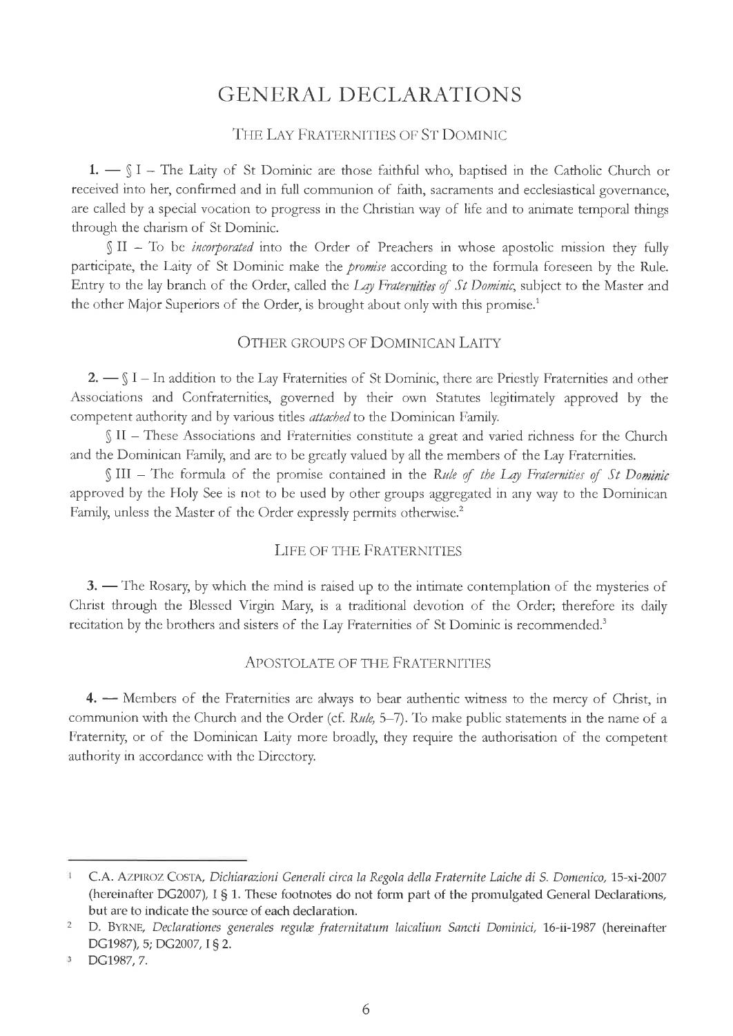# GENERAL DECLARATIONS

## THE LAY FRATERNITIES OF ST DOMINIC

**1.** — § I – The Laity of St Dominic are those faithful who, baptised in the Catholic Church or received into her, confirmed and in full communion of faith, sacraments and ecclesiastical governance, are called by a special vocation to progress in the Christian way of life and to animate temporal things through the charism of St Dominic.

§ II – To be *incorporated* into the Order of Preachers in whose apostolic mission they fully participate, the Laity of St Dominic make the *promise* according to the formula foreseen by the Rule. Entry to the lay branch of the Order, called the *Lay Fraternities of St Dominic*, subject to the Master and the other Major Superiors of the Order, is brought about only with this promise.[1]

## OTHER GROUPS OF DOMINICAN LAITY

**2.** — § I – In addition to the Lay Fraternities of St Dominic, there are Priestly Fraternities and other Associations and Confraternities, governed by their own Statutes legitimately approved by the competent authority and by various titles *attached* to the Dominican Family.

§ II – These Associations and Fraternities constitute a great and varied richness for the Church and the Dominican Family, and are to be greatly valued by all the members of the Lay Fraternities.

§ III – The formula of the promise contained in the *Rule of the Lay Fraternities of St Dominic* approved by the Holy See is not to be used by other groups aggregated in any way to the Dominican Family, unless the Master of the Order expressly permits otherwise.[2]

## LIFE OF THE FRATERNITIES

**3.** — The Rosary, by which the mind is raised up to the intimate contemplation of the mysteries of Christ through the Blessed Virgin Mary, is a traditional devotion of the Order; therefore its daily recitation by the brothers and sisters of the Lay Fraternities of St Dominic is recommended.[3]

## APOSTOLATE OF THE FRATERNITIES

**4.** — Members of the Fraternities are always to bear authentic witness to the mercy of Christ, in communion with the Church and the Order (cf. *Rule*, 5–7). To make public statements in the name of a Fraternity, or of the Dominican Laity more broadly, they require the authorisation of the competent authority in accordance with the Directory.

---

[1] C.A. AZPIROZ COSTA, *Dichiarazioni Generali circa la Regola della Fraternite Laiche di S. Domenico*, 15-xi-2007 (hereinafter DG2007), I § 1. These footnotes do not form part of the promulgated General Declarations, but are to indicate the source of each declaration.

[2] D. BYRNE, *Declarationes generales regulæ fraternitatum laicalium Sancti Dominici*, 16-ii-1987 (hereinafter DG1987), 5; DG2007, I § 2.

[3] DG1987, 7.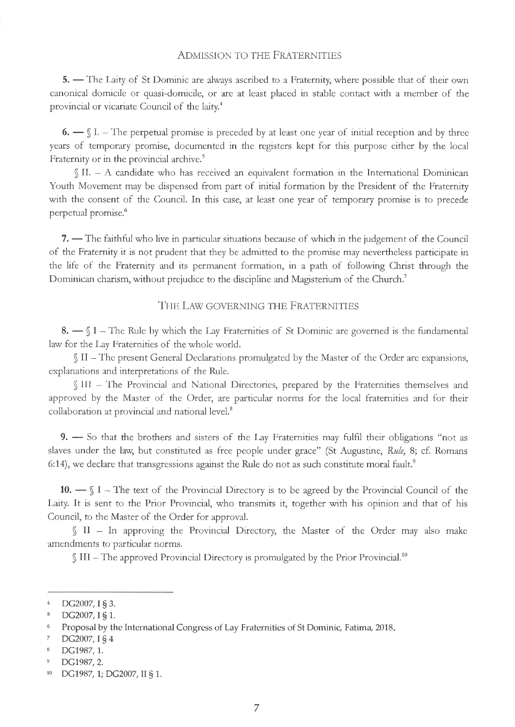## Admission to the Fraternities

**5. —** The Laity of St Dominic are always ascribed to a Fraternity, where possible that of their own canonical domicile or quasi-domicile, or are at least placed in stable contact with a member of the provincial or vicariate Council of the laity.[4]

**6. —** § I. – The perpetual promise is preceded by at least one year of initial reception and by three years of temporary promise, documented in the registers kept for this purpose either by the local Fraternity or in the provincial archive.[5]

§ II. – A candidate who has received an equivalent formation in the International Dominican Youth Movement may be dispensed from part of initial formation by the President of the Fraternity with the consent of the Council. In this case, at least one year of temporary promise is to precede perpetual promise.[6]

**7. —** The faithful who live in particular situations because of which in the judgement of the Council of the Fraternity it is not prudent that they be admitted to the promise may nevertheless participate in the life of the Fraternity and its permanent formation, in a path of following Christ through the Dominican charism, without prejudice to the discipline and Magisterium of the Church.[7]

## The Law Governing the Fraternities

**8. —** § I – The Rule by which the Lay Fraternities of St Dominic are governed is the fundamental law for the Lay Fraternities of the whole world.

§ II – The present General Declarations promulgated by the Master of the Order are expansions, explanations and interpretations of the Rule.

§ III – The Provincial and National Directories, prepared by the Fraternities themselves and approved by the Master of the Order, are particular norms for the local fraternities and for their collaboration at provincial and national level.[8]

**9. —** So that the brothers and sisters of the Lay Fraternities may fulfil their obligations "not as slaves under the law, but constituted as free people under grace" (St Augustine, *Rule*, 8; cf. Romans 6:14), we declare that transgressions against the Rule do not as such constitute moral fault.[9]

**10. —** § I – The text of the Provincial Directory is to be agreed by the Provincial Council of the Laity. It is sent to the Prior Provincial, who transmits it, together with his opinion and that of his Council, to the Master of the Order for approval.

§ II – In approving the Provincial Directory, the Master of the Order may also make amendments to particular norms.

§ III – The approved Provincial Directory is promulgated by the Prior Provincial.[10]

---

[4] DG2007, I § 3.

[5] DG2007, I § 1.

[6] Proposal by the International Congress of Lay Fraternities of St Dominic, Fatima, 2018.

[7] DG2007, I § 4

[8] DG1987, 1.

[9] DG1987, 2.

[10] DG1987, 1; DG2007, II § 1.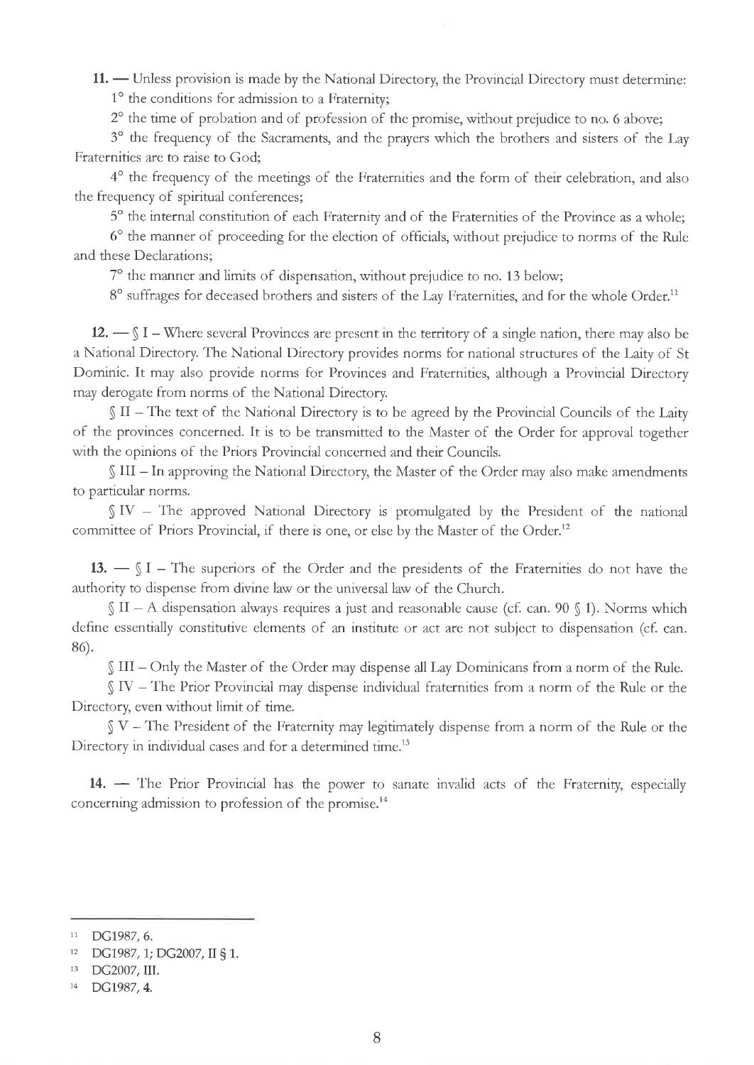**11. —** Unless provision is made by the National Directory, the Provincial Directory must determine:

1° the conditions for admission to a Fraternity;

2° the time of probation and of profession of the promise, without prejudice to no. 6 above;

3° the frequency of the Sacraments, and the prayers which the brothers and sisters of the Lay Fraternities are to raise to God;

4° the frequency of the meetings of the Fraternities and the form of their celebration, and also the frequency of spiritual conferences;

5° the internal constitution of each Fraternity and of the Fraternities of the Province as a whole;

6° the manner of proceeding for the election of officials, without prejudice to norms of the Rule and these Declarations;

7° the manner and limits of dispensation, without prejudice to no. 13 below;

8° suffrages for deceased brothers and sisters of the Lay Fraternities, and for the whole Order.[11]

**12. —** § I – Where several Provinces are present in the territory of a single nation, there may also be a National Directory. The National Directory provides norms for national structures of the Laity of St Dominic. It may also provide norms for Provinces and Fraternities, although a Provincial Directory may derogate from norms of the National Directory.

§ II – The text of the National Directory is to be agreed by the Provincial Councils of the Laity of the provinces concerned. It is to be transmitted to the Master of the Order for approval together with the opinions of the Priors Provincial concerned and their Councils.

§ III – In approving the National Directory, the Master of the Order may also make amendments to particular norms.

§ IV – The approved National Directory is promulgated by the President of the national committee of Priors Provincial, if there is one, or else by the Master of the Order.[12]

**13. —** § I – The superiors of the Order and the presidents of the Fraternities do not have the authority to dispense from divine law or the universal law of the Church.

§ II – A dispensation always requires a just and reasonable cause (cf. can. 90 § 1). Norms which define essentially constitutive elements of an institute or act are not subject to dispensation (cf. can. 86).

§ III – Only the Master of the Order may dispense all Lay Dominicans from a norm of the Rule.

§ IV – The Prior Provincial may dispense individual fraternities from a norm of the Rule or the Directory, even without limit of time.

§ V – The President of the Fraternity may legitimately dispense from a norm of the Rule or the Directory in individual cases and for a determined time.[13]

**14. —** The Prior Provincial has the power to sanate invalid acts of the Fraternity, especially concerning admission to profession of the promise.[14]

---

[11] DG1987, 6.

[12] DG1987, 1; DG2007, II § 1.

[13] DG2007, III.

[14] DG1987, 4.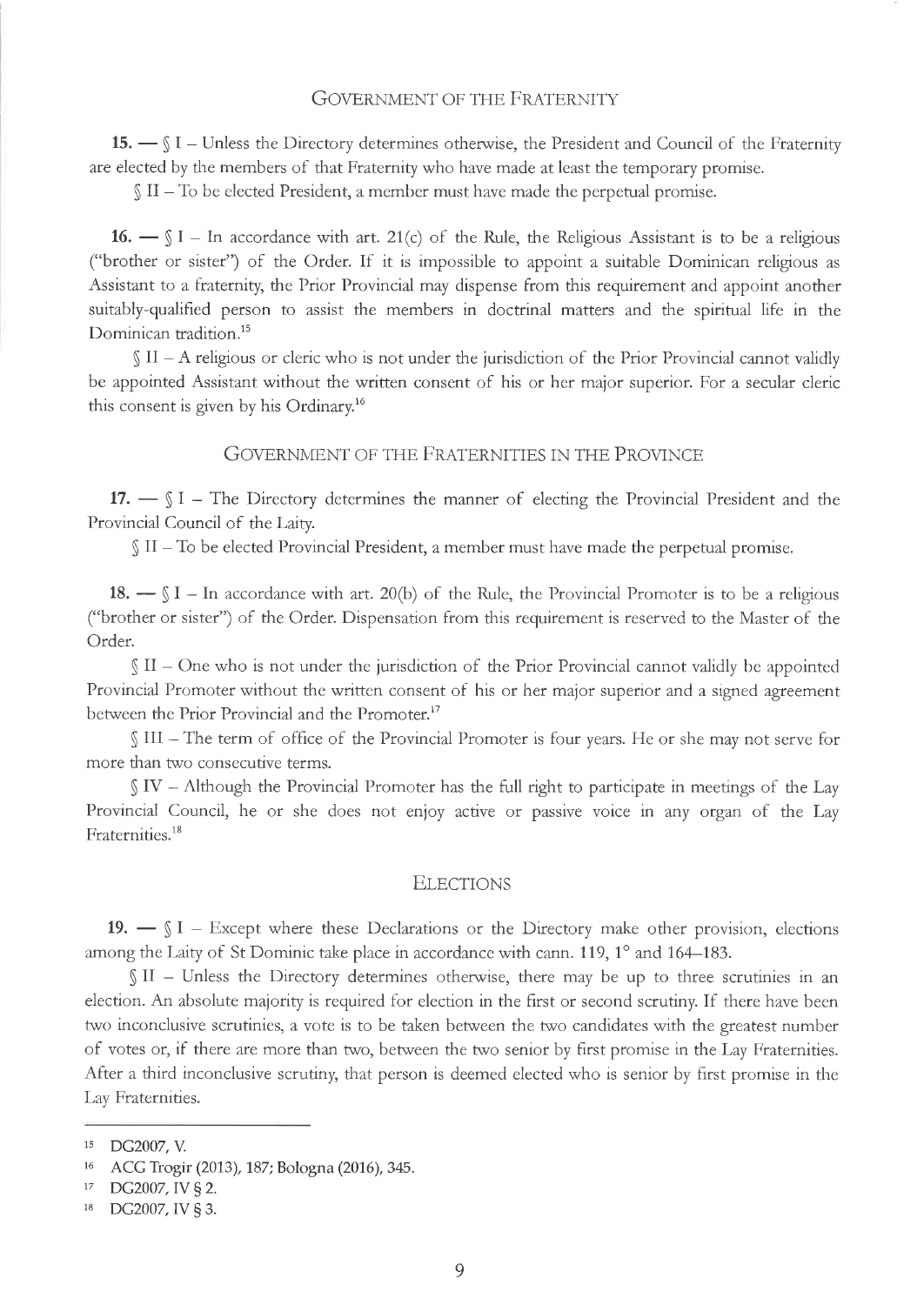## Government of the Fraternity

**15. —** § I – Unless the Directory determines otherwise, the President and Council of the Fraternity are elected by the members of that Fraternity who have made at least the temporary promise.

§ II – To be elected President, a member must have made the perpetual promise.

**16. —** § I – In accordance with art. 21(c) of the Rule, the Religious Assistant is to be a religious ("brother or sister") of the Order. If it is impossible to appoint a suitable Dominican religious as Assistant to a fraternity, the Prior Provincial may dispense from this requirement and appoint another suitably-qualified person to assist the members in doctrinal matters and the spiritual life in the Dominican tradition.[15]

§ II – A religious or cleric who is not under the jurisdiction of the Prior Provincial cannot validly be appointed Assistant without the written consent of his or her major superior. For a secular cleric this consent is given by his Ordinary.[16]

## Government of the Fraternities in the Province

**17. —** § I – The Directory determines the manner of electing the Provincial President and the Provincial Council of the Laity.

§ II – To be elected Provincial President, a member must have made the perpetual promise.

**18. —** § I – In accordance with art. 20(b) of the Rule, the Provincial Promoter is to be a religious ("brother or sister") of the Order. Dispensation from this requirement is reserved to the Master of the Order.

§ II – One who is not under the jurisdiction of the Prior Provincial cannot validly be appointed Provincial Promoter without the written consent of his or her major superior and a signed agreement between the Prior Provincial and the Promoter.[17]

§ III – The term of office of the Provincial Promoter is four years. He or she may not serve for more than two consecutive terms.

§ IV – Although the Provincial Promoter has the full right to participate in meetings of the Lay Provincial Council, he or she does not enjoy active or passive voice in any organ of the Lay Fraternities.[18]

## Elections

**19. —** § I – Except where these Declarations or the Directory make other provision, elections among the Laity of St Dominic take place in accordance with cann. 119, 1° and 164–183.

§ II – Unless the Directory determines otherwise, there may be up to three scrutinies in an election. An absolute majority is required for election in the first or second scrutiny. If there have been two inconclusive scrutinies, a vote is to be taken between the two candidates with the greatest number of votes or, if there are more than two, between the two senior by first promise in the Lay Fraternities. After a third inconclusive scrutiny, that person is deemed elected who is senior by first promise in the Lay Fraternities.

---

[15] DG2007, V.

[16] ACG Trogir (2013), 187; Bologna (2016), 345.

[17] DG2007, IV § 2.

[18] DG2007, IV § 3.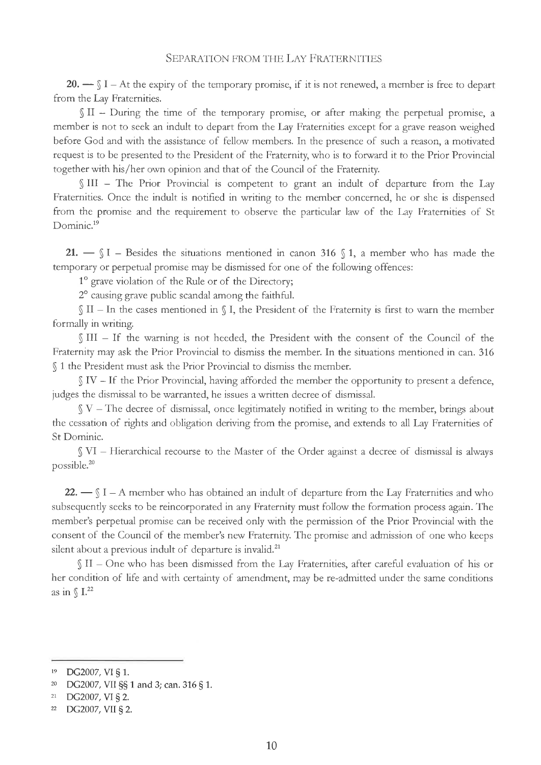## Separation from the Lay Fraternities

**20. —** § I – At the expiry of the temporary promise, if it is not renewed, a member is free to depart from the Lay Fraternities.

§ II – During the time of the temporary promise, or after making the perpetual promise, a member is not to seek an indult to depart from the Lay Fraternities except for a grave reason weighed before God and with the assistance of fellow members. In the presence of such a reason, a motivated request is to be presented to the President of the Fraternity, who is to forward it to the Prior Provincial together with his/her own opinion and that of the Council of the Fraternity.

§ III – The Prior Provincial is competent to grant an indult of departure from the Lay Fraternities. Once the indult is notified in writing to the member concerned, he or she is dispensed from the promise and the requirement to observe the particular law of the Lay Fraternities of St Dominic.[19]

**21. —** § I – Besides the situations mentioned in canon 316 § 1, a member who has made the temporary or perpetual promise may be dismissed for one of the following offences:

1° grave violation of the Rule or of the Directory;

2° causing grave public scandal among the faithful.

§ II – In the cases mentioned in § I, the President of the Fraternity is first to warn the member formally in writing.

§ III – If the warning is not heeded, the President with the consent of the Council of the Fraternity may ask the Prior Provincial to dismiss the member. In the situations mentioned in can. 316 § 1 the President must ask the Prior Provincial to dismiss the member.

§ IV – If the Prior Provincial, having afforded the member the opportunity to present a defence, judges the dismissal to be warranted, he issues a written decree of dismissal.

§ V – The decree of dismissal, once legitimately notified in writing to the member, brings about the cessation of rights and obligation deriving from the promise, and extends to all Lay Fraternities of St Dominic.

§ VI – Hierarchical recourse to the Master of the Order against a decree of dismissal is always possible.[20]

**22. —** § I – A member who has obtained an indult of departure from the Lay Fraternities and who subsequently seeks to be reincorporated in any Fraternity must follow the formation process again. The member's perpetual promise can be received only with the permission of the Prior Provincial with the consent of the Council of the member's new Fraternity. The promise and admission of one who keeps silent about a previous indult of departure is invalid.[21]

§ II – One who has been dismissed from the Lay Fraternities, after careful evaluation of his or her condition of life and with certainty of amendment, may be re-admitted under the same conditions as in § I.[22]

---

[19] DG2007, VI § 1.

[20] DG2007, VII §§ 1 and 3; can. 316 § 1.

[21] DG2007, VI § 2.

[22] DG2007, VII § 2.